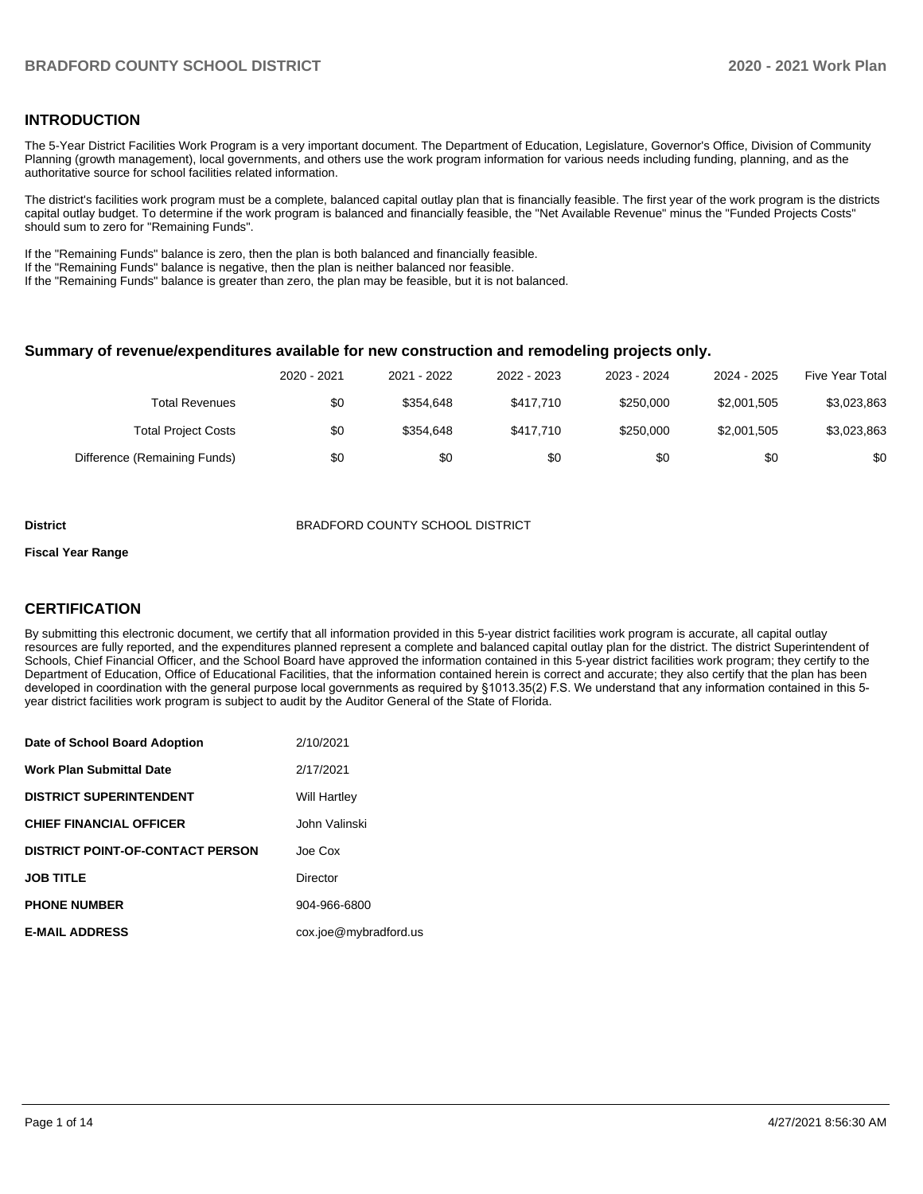## INTRODUCTION

The 5-Year District Facilities Work Program is a very important document. The Department of Education, Legislature, Governor's Office, Division of Community Planning (growth management), local governments, and others use the work program information for various needs including funding, planning, and as the authoritative source for school facilities related information.

The district's facilities work program must be a complete, balanced capital outlay plan that is financially feasible. The first year of the work program is the districts capital outlay budget. To determine if the work program is balanced and financially feasible, the "Net Available Revenue" minus the "Funded Projects Costs" should sum to zero for "Remaining Funds".

If the "Remaining Funds" balance is zero, then the plan is both balanced and financially feasible.
If the "Remaining Funds" balance is negative, then the plan is neither balanced nor feasible.
If the "Remaining Funds" balance is greater than zero, the plan may be feasible, but it is not balanced.

### Summary of revenue/expenditures available for new construction and remodeling projects only.

| | 2020 - 2021 | 2021 - 2022 | 2022 - 2023 | 2023 - 2024 | 2024 - 2025 | Five Year Total |
|---|---|---|---|---|---|---|
| Total Revenues | $0 | $354,648 | $417,710 | $250,000 | $2,001,505 | $3,023,863 |
| Total Project Costs | $0 | $354,648 | $417,710 | $250,000 | $2,001,505 | $3,023,863 |
| Difference (Remaining Funds) | $0 | $0 | $0 | $0 | $0 | $0 |

**District** BRADFORD COUNTY SCHOOL DISTRICT

**Fiscal Year Range**

## CERTIFICATION

By submitting this electronic document, we certify that all information provided in this 5-year district facilities work program is accurate, all capital outlay resources are fully reported, and the expenditures planned represent a complete and balanced capital outlay plan for the district. The district Superintendent of Schools, Chief Financial Officer, and the School Board have approved the information contained in this 5-year district facilities work program; they certify to the Department of Education, Office of Educational Facilities, that the information contained herein is correct and accurate; they also certify that the plan has been developed in coordination with the general purpose local governments as required by §1013.35(2) F.S. We understand that any information contained in this 5-year district facilities work program is subject to audit by the Auditor General of the State of Florida.

| | |
|---|---|
| **Date of School Board Adoption** | 2/10/2021 |
| **Work Plan Submittal Date** | 2/17/2021 |
| **DISTRICT SUPERINTENDENT** | Will Hartley |
| **CHIEF FINANCIAL OFFICER** | John Valinski |
| **DISTRICT POINT-OF-CONTACT PERSON** | Joe Cox |
| **JOB TITLE** | Director |
| **PHONE NUMBER** | 904-966-6800 |
| **E-MAIL ADDRESS** | cox.joe@mybradford.us |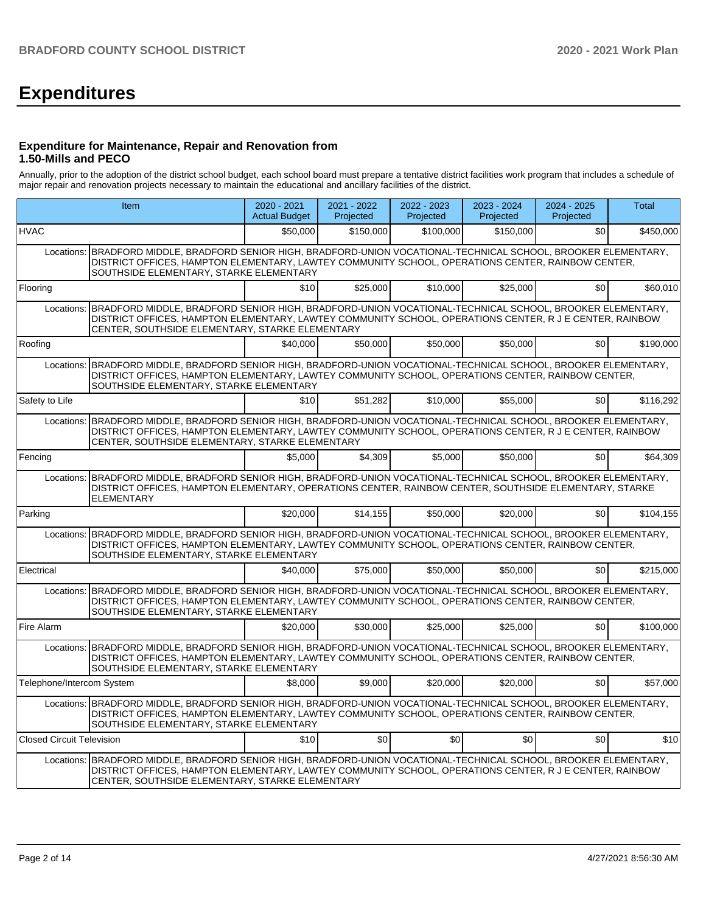# Expenditures

### Expenditure for Maintenance, Repair and Renovation from 1.50-Mills and PECO

Annually, prior to the adoption of the district school budget, each school board must prepare a tentative district facilities work program that includes a schedule of major repair and renovation projects necessary to maintain the educational and ancillary facilities of the district.

| Item | 2020 - 2021 Actual Budget | 2021 - 2022 Projected | 2022 - 2023 Projected | 2023 - 2024 Projected | 2024 - 2025 Projected | Total |
|---|---|---|---|---|---|---|
| HVAC | $50,000 | $150,000 | $100,000 | $150,000 | $0 | $450,000 |
| Locations: BRADFORD MIDDLE, BRADFORD SENIOR HIGH, BRADFORD-UNION VOCATIONAL-TECHNICAL SCHOOL, BROOKER ELEMENTARY, DISTRICT OFFICES, HAMPTON ELEMENTARY, LAWTEY COMMUNITY SCHOOL, OPERATIONS CENTER, RAINBOW CENTER, SOUTHSIDE ELEMENTARY, STARKE ELEMENTARY | | | | | | |
| Flooring | $10 | $25,000 | $10,000 | $25,000 | $0 | $60,010 |
| Locations: BRADFORD MIDDLE, BRADFORD SENIOR HIGH, BRADFORD-UNION VOCATIONAL-TECHNICAL SCHOOL, BROOKER ELEMENTARY, DISTRICT OFFICES, HAMPTON ELEMENTARY, LAWTEY COMMUNITY SCHOOL, OPERATIONS CENTER, R J E CENTER, RAINBOW CENTER, SOUTHSIDE ELEMENTARY, STARKE ELEMENTARY | | | | | | |
| Roofing | $40,000 | $50,000 | $50,000 | $50,000 | $0 | $190,000 |
| Locations: BRADFORD MIDDLE, BRADFORD SENIOR HIGH, BRADFORD-UNION VOCATIONAL-TECHNICAL SCHOOL, BROOKER ELEMENTARY, DISTRICT OFFICES, HAMPTON ELEMENTARY, LAWTEY COMMUNITY SCHOOL, OPERATIONS CENTER, RAINBOW CENTER, SOUTHSIDE ELEMENTARY, STARKE ELEMENTARY | | | | | | |
| Safety to Life | $10 | $51,282 | $10,000 | $55,000 | $0 | $116,292 |
| Locations: BRADFORD MIDDLE, BRADFORD SENIOR HIGH, BRADFORD-UNION VOCATIONAL-TECHNICAL SCHOOL, BROOKER ELEMENTARY, DISTRICT OFFICES, HAMPTON ELEMENTARY, LAWTEY COMMUNITY SCHOOL, OPERATIONS CENTER, R J E CENTER, RAINBOW CENTER, SOUTHSIDE ELEMENTARY, STARKE ELEMENTARY | | | | | | |
| Fencing | $5,000 | $4,309 | $5,000 | $50,000 | $0 | $64,309 |
| Locations: BRADFORD MIDDLE, BRADFORD SENIOR HIGH, BRADFORD-UNION VOCATIONAL-TECHNICAL SCHOOL, BROOKER ELEMENTARY, DISTRICT OFFICES, HAMPTON ELEMENTARY, OPERATIONS CENTER, RAINBOW CENTER, SOUTHSIDE ELEMENTARY, STARKE ELEMENTARY | | | | | | |
| Parking | $20,000 | $14,155 | $50,000 | $20,000 | $0 | $104,155 |
| Locations: BRADFORD MIDDLE, BRADFORD SENIOR HIGH, BRADFORD-UNION VOCATIONAL-TECHNICAL SCHOOL, BROOKER ELEMENTARY, DISTRICT OFFICES, HAMPTON ELEMENTARY, LAWTEY COMMUNITY SCHOOL, OPERATIONS CENTER, RAINBOW CENTER, SOUTHSIDE ELEMENTARY, STARKE ELEMENTARY | | | | | | |
| Electrical | $40,000 | $75,000 | $50,000 | $50,000 | $0 | $215,000 |
| Locations: BRADFORD MIDDLE, BRADFORD SENIOR HIGH, BRADFORD-UNION VOCATIONAL-TECHNICAL SCHOOL, BROOKER ELEMENTARY, DISTRICT OFFICES, HAMPTON ELEMENTARY, LAWTEY COMMUNITY SCHOOL, OPERATIONS CENTER, RAINBOW CENTER, SOUTHSIDE ELEMENTARY, STARKE ELEMENTARY | | | | | | |
| Fire Alarm | $20,000 | $30,000 | $25,000 | $25,000 | $0 | $100,000 |
| Locations: BRADFORD MIDDLE, BRADFORD SENIOR HIGH, BRADFORD-UNION VOCATIONAL-TECHNICAL SCHOOL, BROOKER ELEMENTARY, DISTRICT OFFICES, HAMPTON ELEMENTARY, LAWTEY COMMUNITY SCHOOL, OPERATIONS CENTER, RAINBOW CENTER, SOUTHSIDE ELEMENTARY, STARKE ELEMENTARY | | | | | | |
| Telephone/Intercom System | $8,000 | $9,000 | $20,000 | $20,000 | $0 | $57,000 |
| Locations: BRADFORD MIDDLE, BRADFORD SENIOR HIGH, BRADFORD-UNION VOCATIONAL-TECHNICAL SCHOOL, BROOKER ELEMENTARY, DISTRICT OFFICES, HAMPTON ELEMENTARY, LAWTEY COMMUNITY SCHOOL, OPERATIONS CENTER, RAINBOW CENTER, SOUTHSIDE ELEMENTARY, STARKE ELEMENTARY | | | | | | |
| Closed Circuit Television | $10 | $0 | $0 | $0 | $0 | $10 |
| Locations: BRADFORD MIDDLE, BRADFORD SENIOR HIGH, BRADFORD-UNION VOCATIONAL-TECHNICAL SCHOOL, BROOKER ELEMENTARY, DISTRICT OFFICES, HAMPTON ELEMENTARY, LAWTEY COMMUNITY SCHOOL, OPERATIONS CENTER, R J E CENTER, RAINBOW CENTER, SOUTHSIDE ELEMENTARY, STARKE ELEMENTARY | | | | | | |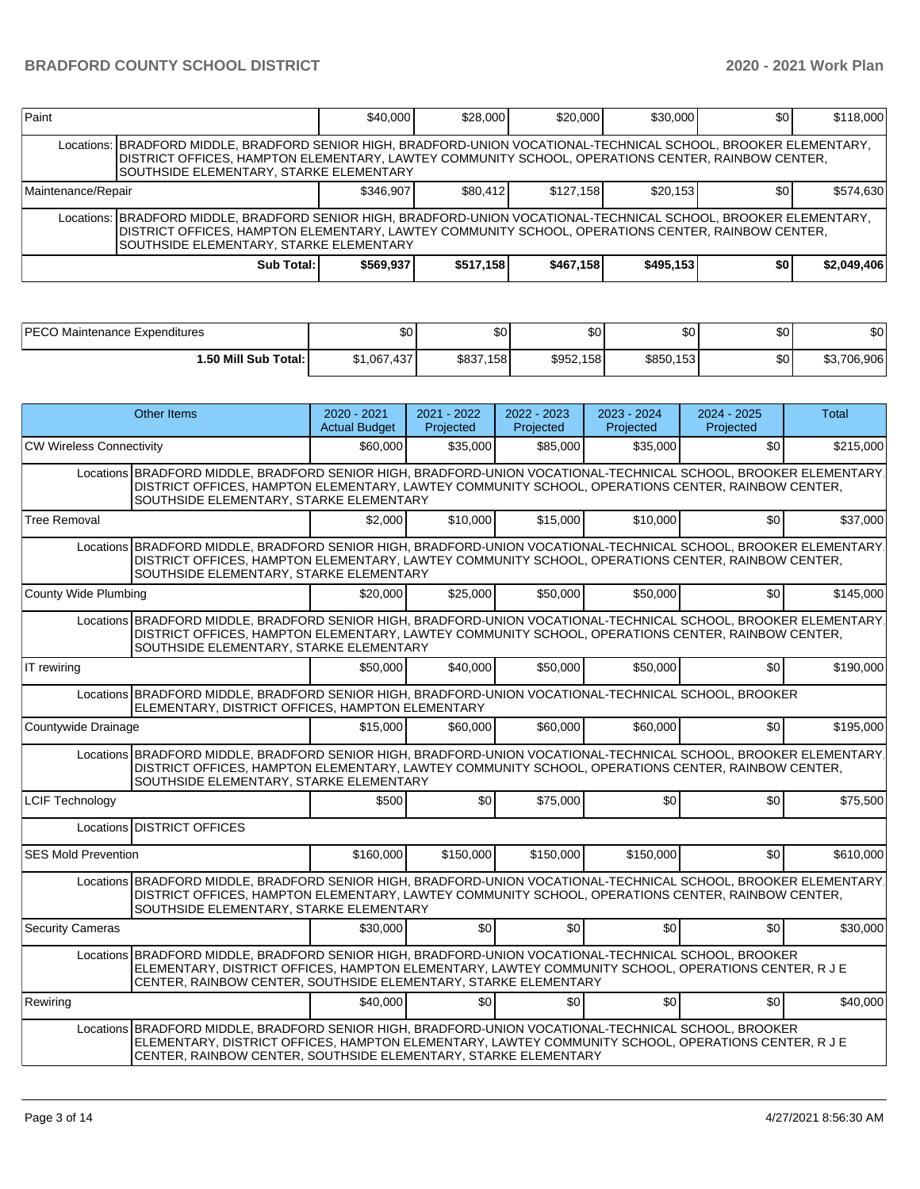| | | | | | | |
|---|---|---|---|---|---|---|
| Paint | $40,000 | $28,000 | $20,000 | $30,000 | $0 | $118,000 |
| Locations: BRADFORD MIDDLE, BRADFORD SENIOR HIGH, BRADFORD-UNION VOCATIONAL-TECHNICAL SCHOOL, BROOKER ELEMENTARY, DISTRICT OFFICES, HAMPTON ELEMENTARY, LAWTEY COMMUNITY SCHOOL, OPERATIONS CENTER, RAINBOW CENTER, SOUTHSIDE ELEMENTARY, STARKE ELEMENTARY | | | | | | |
| Maintenance/Repair | $346,907 | $80,412 | $127,158 | $20,153 | $0 | $574,630 |
| Locations: BRADFORD MIDDLE, BRADFORD SENIOR HIGH, BRADFORD-UNION VOCATIONAL-TECHNICAL SCHOOL, BROOKER ELEMENTARY, DISTRICT OFFICES, HAMPTON ELEMENTARY, LAWTEY COMMUNITY SCHOOL, OPERATIONS CENTER, RAINBOW CENTER, SOUTHSIDE ELEMENTARY, STARKE ELEMENTARY | | | | | | |
| **Sub Total:** | **$569,937** | **$517,158** | **$467,158** | **$495,153** | **$0** | **$2,049,406** |

| | | | | | | |
|---|---|---|---|---|---|---|
| PECO Maintenance Expenditures | $0 | $0 | $0 | $0 | $0 | $0 |
| **1.50 Mill Sub Total:** | $1,067,437 | $837,158 | $952,158 | $850,153 | $0 | $3,706,906 |

| Other Items | 2020 - 2021 Actual Budget | 2021 - 2022 Projected | 2022 - 2023 Projected | 2023 - 2024 Projected | 2024 - 2025 Projected | Total |
|---|---|---|---|---|---|---|
| CW Wireless Connectivity | $60,000 | $35,000 | $85,000 | $35,000 | $0 | $215,000 |
| Locations BRADFORD MIDDLE, BRADFORD SENIOR HIGH, BRADFORD-UNION VOCATIONAL-TECHNICAL SCHOOL, BROOKER ELEMENTARY, DISTRICT OFFICES, HAMPTON ELEMENTARY, LAWTEY COMMUNITY SCHOOL, OPERATIONS CENTER, RAINBOW CENTER, SOUTHSIDE ELEMENTARY, STARKE ELEMENTARY | | | | | | |
| Tree Removal | $2,000 | $10,000 | $15,000 | $10,000 | $0 | $37,000 |
| Locations BRADFORD MIDDLE, BRADFORD SENIOR HIGH, BRADFORD-UNION VOCATIONAL-TECHNICAL SCHOOL, BROOKER ELEMENTARY, DISTRICT OFFICES, HAMPTON ELEMENTARY, LAWTEY COMMUNITY SCHOOL, OPERATIONS CENTER, RAINBOW CENTER, SOUTHSIDE ELEMENTARY, STARKE ELEMENTARY | | | | | | |
| County Wide Plumbing | $20,000 | $25,000 | $50,000 | $50,000 | $0 | $145,000 |
| Locations BRADFORD MIDDLE, BRADFORD SENIOR HIGH, BRADFORD-UNION VOCATIONAL-TECHNICAL SCHOOL, BROOKER ELEMENTARY, DISTRICT OFFICES, HAMPTON ELEMENTARY, LAWTEY COMMUNITY SCHOOL, OPERATIONS CENTER, RAINBOW CENTER, SOUTHSIDE ELEMENTARY, STARKE ELEMENTARY | | | | | | |
| IT rewiring | $50,000 | $40,000 | $50,000 | $50,000 | $0 | $190,000 |
| Locations BRADFORD MIDDLE, BRADFORD SENIOR HIGH, BRADFORD-UNION VOCATIONAL-TECHNICAL SCHOOL, BROOKER ELEMENTARY, DISTRICT OFFICES, HAMPTON ELEMENTARY | | | | | | |
| Countywide Drainage | $15,000 | $60,000 | $60,000 | $60,000 | $0 | $195,000 |
| Locations BRADFORD MIDDLE, BRADFORD SENIOR HIGH, BRADFORD-UNION VOCATIONAL-TECHNICAL SCHOOL, BROOKER ELEMENTARY, DISTRICT OFFICES, HAMPTON ELEMENTARY, LAWTEY COMMUNITY SCHOOL, OPERATIONS CENTER, RAINBOW CENTER, SOUTHSIDE ELEMENTARY, STARKE ELEMENTARY | | | | | | |
| LCIF Technology | $500 | $0 | $75,000 | $0 | $0 | $75,500 |
| Locations DISTRICT OFFICES | | | | | | |
| SES Mold Prevention | $160,000 | $150,000 | $150,000 | $150,000 | $0 | $610,000 |
| Locations BRADFORD MIDDLE, BRADFORD SENIOR HIGH, BRADFORD-UNION VOCATIONAL-TECHNICAL SCHOOL, BROOKER ELEMENTARY, DISTRICT OFFICES, HAMPTON ELEMENTARY, LAWTEY COMMUNITY SCHOOL, OPERATIONS CENTER, RAINBOW CENTER, SOUTHSIDE ELEMENTARY, STARKE ELEMENTARY | | | | | | |
| Security Cameras | $30,000 | $0 | $0 | $0 | $0 | $30,000 |
| Locations BRADFORD MIDDLE, BRADFORD SENIOR HIGH, BRADFORD-UNION VOCATIONAL-TECHNICAL SCHOOL, BROOKER ELEMENTARY, DISTRICT OFFICES, HAMPTON ELEMENTARY, LAWTEY COMMUNITY SCHOOL, OPERATIONS CENTER, R J E CENTER, RAINBOW CENTER, SOUTHSIDE ELEMENTARY, STARKE ELEMENTARY | | | | | | |
| Rewiring | $40,000 | $0 | $0 | $0 | $0 | $40,000 |
| Locations BRADFORD MIDDLE, BRADFORD SENIOR HIGH, BRADFORD-UNION VOCATIONAL-TECHNICAL SCHOOL, BROOKER ELEMENTARY, DISTRICT OFFICES, HAMPTON ELEMENTARY, LAWTEY COMMUNITY SCHOOL, OPERATIONS CENTER, R J E CENTER, RAINBOW CENTER, SOUTHSIDE ELEMENTARY, STARKE ELEMENTARY | | | | | | |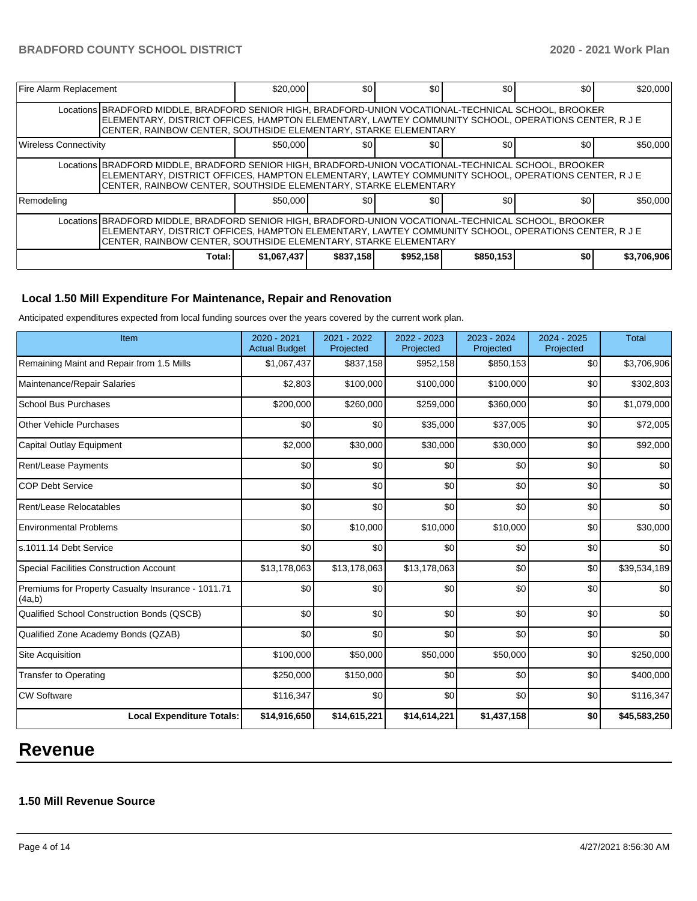| Fire Alarm Replacement | | $20,000 | $0 | $0 | $0 | $0 | $20,000 |
|---|---|---|---|---|---|---|---|
| | Locations | BRADFORD MIDDLE, BRADFORD SENIOR HIGH, BRADFORD-UNION VOCATIONAL-TECHNICAL SCHOOL, BROOKER ELEMENTARY, DISTRICT OFFICES, HAMPTON ELEMENTARY, LAWTEY COMMUNITY SCHOOL, OPERATIONS CENTER, R J E CENTER, RAINBOW CENTER, SOUTHSIDE ELEMENTARY, STARKE ELEMENTARY | | | | | |
| Wireless Connectivity | | $50,000 | $0 | $0 | $0 | $0 | $50,000 |
| | Locations | BRADFORD MIDDLE, BRADFORD SENIOR HIGH, BRADFORD-UNION VOCATIONAL-TECHNICAL SCHOOL, BROOKER ELEMENTARY, DISTRICT OFFICES, HAMPTON ELEMENTARY, LAWTEY COMMUNITY SCHOOL, OPERATIONS CENTER, R J E CENTER, RAINBOW CENTER, SOUTHSIDE ELEMENTARY, STARKE ELEMENTARY | | | | | |
| Remodeling | | $50,000 | $0 | $0 | $0 | $0 | $50,000 |
| | Locations | BRADFORD MIDDLE, BRADFORD SENIOR HIGH, BRADFORD-UNION VOCATIONAL-TECHNICAL SCHOOL, BROOKER ELEMENTARY, DISTRICT OFFICES, HAMPTON ELEMENTARY, LAWTEY COMMUNITY SCHOOL, OPERATIONS CENTER, R J E CENTER, RAINBOW CENTER, SOUTHSIDE ELEMENTARY, STARKE ELEMENTARY | | | | | |
| | **Total:** | **$1,067,437** | **$837,158** | **$952,158** | **$850,153** | **$0** | **$3,706,906** |

### Local 1.50 Mill Expenditure For Maintenance, Repair and Renovation

Anticipated expenditures expected from local funding sources over the years covered by the current work plan.

| Item | 2020 - 2021 Actual Budget | 2021 - 2022 Projected | 2022 - 2023 Projected | 2023 - 2024 Projected | 2024 - 2025 Projected | Total |
|---|---|---|---|---|---|---|
| Remaining Maint and Repair from 1.5 Mills | $1,067,437 | $837,158 | $952,158 | $850,153 | $0 | $3,706,906 |
| Maintenance/Repair Salaries | $2,803 | $100,000 | $100,000 | $100,000 | $0 | $302,803 |
| School Bus Purchases | $200,000 | $260,000 | $259,000 | $360,000 | $0 | $1,079,000 |
| Other Vehicle Purchases | $0 | $0 | $35,000 | $37,005 | $0 | $72,005 |
| Capital Outlay Equipment | $2,000 | $30,000 | $30,000 | $30,000 | $0 | $92,000 |
| Rent/Lease Payments | $0 | $0 | $0 | $0 | $0 | $0 |
| COP Debt Service | $0 | $0 | $0 | $0 | $0 | $0 |
| Rent/Lease Relocatables | $0 | $0 | $0 | $0 | $0 | $0 |
| Environmental Problems | $0 | $10,000 | $10,000 | $10,000 | $0 | $30,000 |
| s.1011.14 Debt Service | $0 | $0 | $0 | $0 | $0 | $0 |
| Special Facilities Construction Account | $13,178,063 | $13,178,063 | $13,178,063 | $0 | $0 | $39,534,189 |
| Premiums for Property Casualty Insurance - 1011.71 (4a,b) | $0 | $0 | $0 | $0 | $0 | $0 |
| Qualified School Construction Bonds (QSCB) | $0 | $0 | $0 | $0 | $0 | $0 |
| Qualified Zone Academy Bonds (QZAB) | $0 | $0 | $0 | $0 | $0 | $0 |
| Site Acquisition | $100,000 | $50,000 | $50,000 | $50,000 | $0 | $250,000 |
| Transfer to Operating | $250,000 | $150,000 | $0 | $0 | $0 | $400,000 |
| CW Software | $116,347 | $0 | $0 | $0 | $0 | $116,347 |
| **Local Expenditure Totals:** | **$14,916,650** | **$14,615,221** | **$14,614,221** | **$1,437,158** | **$0** | **$45,583,250** |

# Revenue

### 1.50 Mill Revenue Source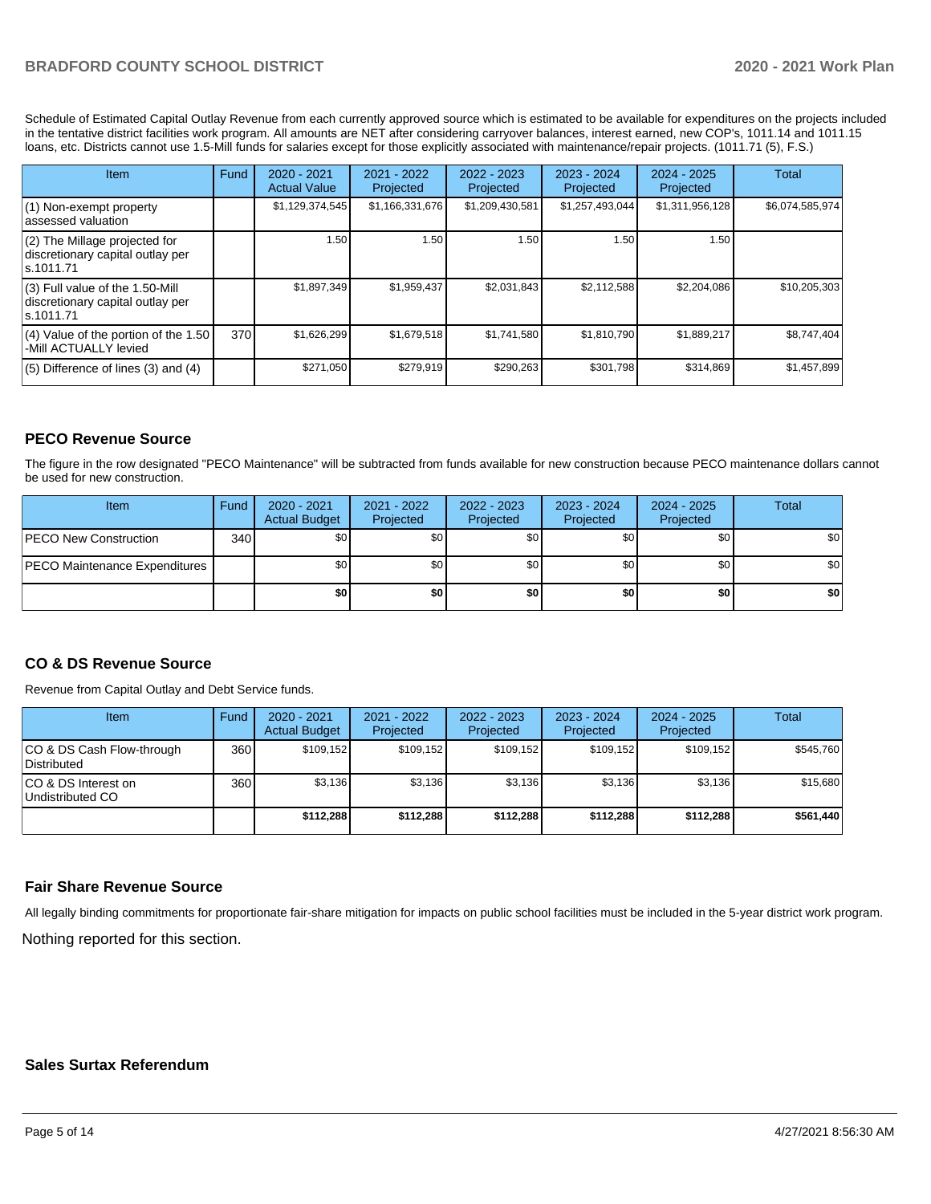Schedule of Estimated Capital Outlay Revenue from each currently approved source which is estimated to be available for expenditures on the projects included in the tentative district facilities work program. All amounts are NET after considering carryover balances, interest earned, new COP's, 1011.14 and 1011.15 loans, etc. Districts cannot use 1.5-Mill funds for salaries except for those explicitly associated with maintenance/repair projects. (1011.71 (5), F.S.)

| Item | Fund | 2020 - 2021 Actual Value | 2021 - 2022 Projected | 2022 - 2023 Projected | 2023 - 2024 Projected | 2024 - 2025 Projected | Total |
|---|---|---|---|---|---|---|---|
| (1) Non-exempt property assessed valuation | | $1,129,374,545 | $1,166,331,676 | $1,209,430,581 | $1,257,493,044 | $1,311,956,128 | $6,074,585,974 |
| (2) The Millage projected for discretionary capital outlay per s.1011.71 | | 1.50 | 1.50 | 1.50 | 1.50 | 1.50 | |
| (3) Full value of the 1.50-Mill discretionary capital outlay per s.1011.71 | | $1,897,349 | $1,959,437 | $2,031,843 | $2,112,588 | $2,204,086 | $10,205,303 |
| (4) Value of the portion of the 1.50 -Mill ACTUALLY levied | 370 | $1,626,299 | $1,679,518 | $1,741,580 | $1,810,790 | $1,889,217 | $8,747,404 |
| (5) Difference of lines (3) and (4) | | $271,050 | $279,919 | $290,263 | $301,798 | $314,869 | $1,457,899 |

## PECO Revenue Source

The figure in the row designated "PECO Maintenance" will be subtracted from funds available for new construction because PECO maintenance dollars cannot be used for new construction.

| Item | Fund | 2020 - 2021 Actual Budget | 2021 - 2022 Projected | 2022 - 2023 Projected | 2023 - 2024 Projected | 2024 - 2025 Projected | Total |
|---|---|---|---|---|---|---|---|
| PECO New Construction | 340 | $0 | $0 | $0 | $0 | $0 | $0 |
| PECO Maintenance Expenditures | | $0 | $0 | $0 | $0 | $0 | $0 |
| | | **$0** | **$0** | **$0** | **$0** | **$0** | **$0** |

## CO & DS Revenue Source

Revenue from Capital Outlay and Debt Service funds.

| Item | Fund | 2020 - 2021 Actual Budget | 2021 - 2022 Projected | 2022 - 2023 Projected | 2023 - 2024 Projected | 2024 - 2025 Projected | Total |
|---|---|---|---|---|---|---|---|
| CO & DS Cash Flow-through Distributed | 360 | $109,152 | $109,152 | $109,152 | $109,152 | $109,152 | $545,760 |
| CO & DS Interest on Undistributed CO | 360 | $3,136 | $3,136 | $3,136 | $3,136 | $3,136 | $15,680 |
| | | **$112,288** | **$112,288** | **$112,288** | **$112,288** | **$112,288** | **$561,440** |

## Fair Share Revenue Source

All legally binding commitments for proportionate fair-share mitigation for impacts on public school facilities must be included in the 5-year district work program.

Nothing reported for this section.

## Sales Surtax Referendum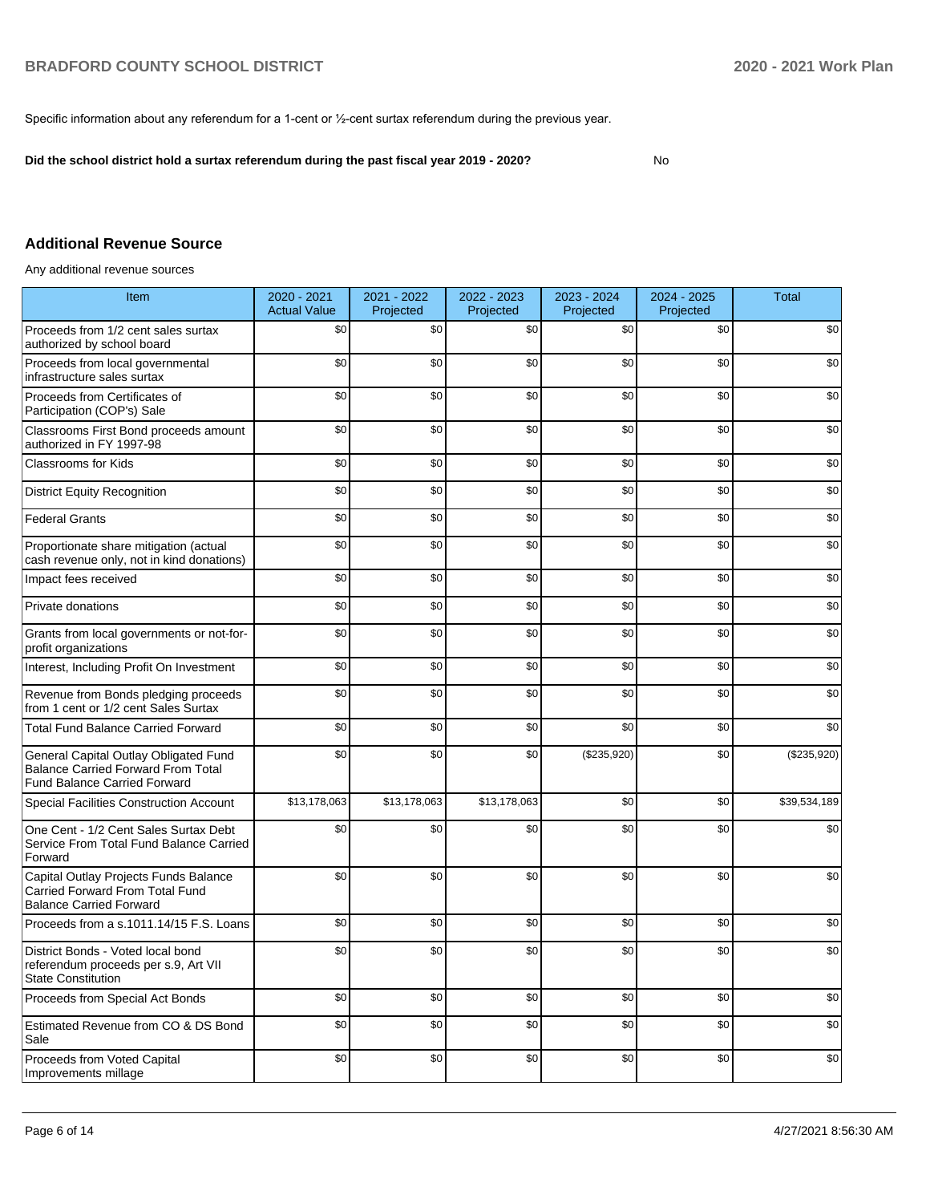Specific information about any referendum for a 1-cent or ½-cent surtax referendum during the previous year.

**Did the school district hold a surtax referendum during the past fiscal year 2019 - 2020?** No

## Additional Revenue Source

Any additional revenue sources

| Item | 2020 - 2021 Actual Value | 2021 - 2022 Projected | 2022 - 2023 Projected | 2023 - 2024 Projected | 2024 - 2025 Projected | Total |
|---|---|---|---|---|---|---|
| Proceeds from 1/2 cent sales surtax authorized by school board | $0 | $0 | $0 | $0 | $0 | $0 |
| Proceeds from local governmental infrastructure sales surtax | $0 | $0 | $0 | $0 | $0 | $0 |
| Proceeds from Certificates of Participation (COP's) Sale | $0 | $0 | $0 | $0 | $0 | $0 |
| Classrooms First Bond proceeds amount authorized in FY 1997-98 | $0 | $0 | $0 | $0 | $0 | $0 |
| Classrooms for Kids | $0 | $0 | $0 | $0 | $0 | $0 |
| District Equity Recognition | $0 | $0 | $0 | $0 | $0 | $0 |
| Federal Grants | $0 | $0 | $0 | $0 | $0 | $0 |
| Proportionate share mitigation (actual cash revenue only, not in kind donations) | $0 | $0 | $0 | $0 | $0 | $0 |
| Impact fees received | $0 | $0 | $0 | $0 | $0 | $0 |
| Private donations | $0 | $0 | $0 | $0 | $0 | $0 |
| Grants from local governments or not-for-profit organizations | $0 | $0 | $0 | $0 | $0 | $0 |
| Interest, Including Profit On Investment | $0 | $0 | $0 | $0 | $0 | $0 |
| Revenue from Bonds pledging proceeds from 1 cent or 1/2 cent Sales Surtax | $0 | $0 | $0 | $0 | $0 | $0 |
| Total Fund Balance Carried Forward | $0 | $0 | $0 | $0 | $0 | $0 |
| General Capital Outlay Obligated Fund Balance Carried Forward From Total Fund Balance Carried Forward | $0 | $0 | $0 | ($235,920) | $0 | ($235,920) |
| Special Facilities Construction Account | $13,178,063 | $13,178,063 | $13,178,063 | $0 | $0 | $39,534,189 |
| One Cent - 1/2 Cent Sales Surtax Debt Service From Total Fund Balance Carried Forward | $0 | $0 | $0 | $0 | $0 | $0 |
| Capital Outlay Projects Funds Balance Carried Forward From Total Fund Balance Carried Forward | $0 | $0 | $0 | $0 | $0 | $0 |
| Proceeds from a s.1011.14/15 F.S. Loans | $0 | $0 | $0 | $0 | $0 | $0 |
| District Bonds - Voted local bond referendum proceeds per s.9, Art VII State Constitution | $0 | $0 | $0 | $0 | $0 | $0 |
| Proceeds from Special Act Bonds | $0 | $0 | $0 | $0 | $0 | $0 |
| Estimated Revenue from CO & DS Bond Sale | $0 | $0 | $0 | $0 | $0 | $0 |
| Proceeds from Voted Capital Improvements millage | $0 | $0 | $0 | $0 | $0 | $0 |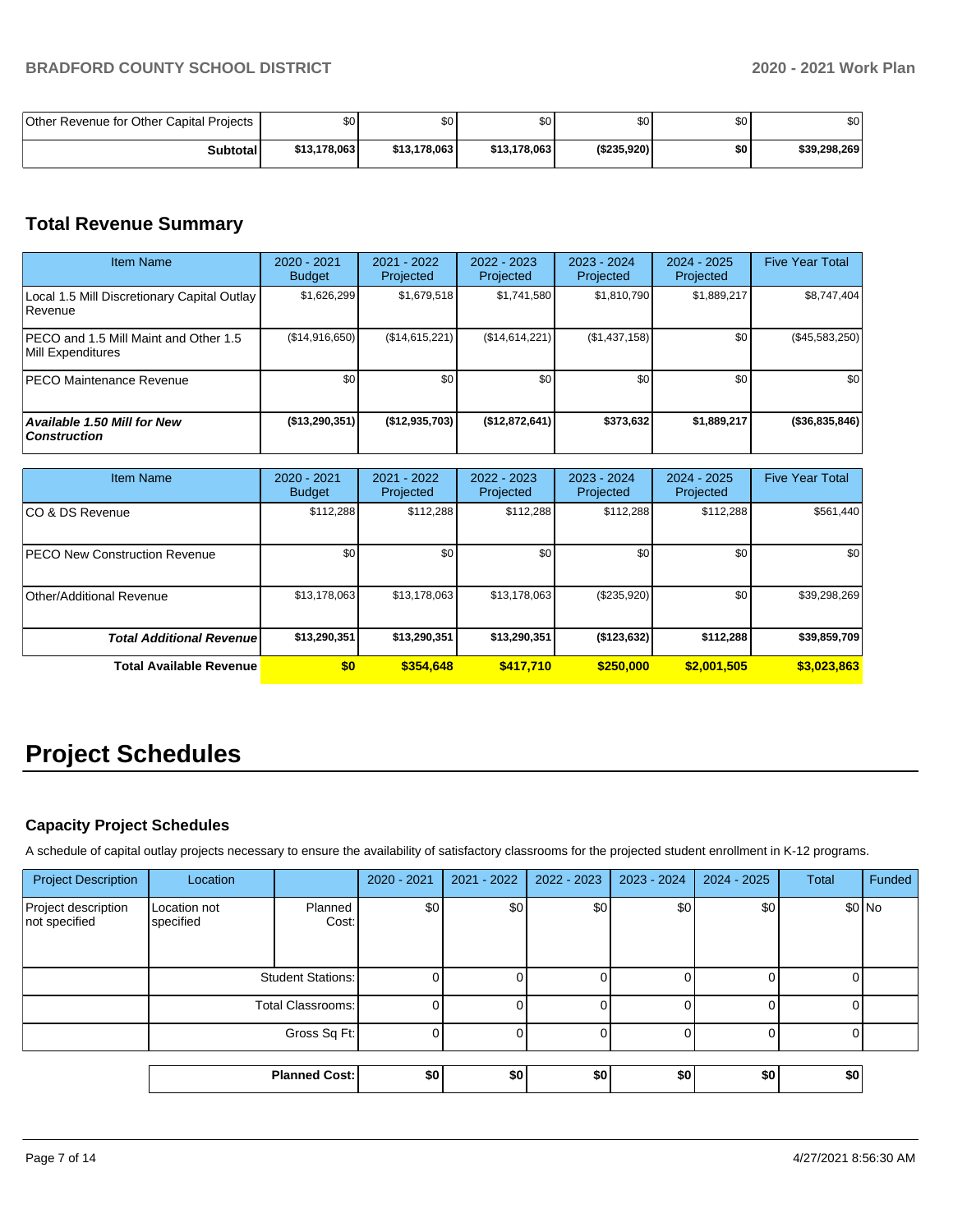| | | | | | | |
|---|---|---|---|---|---|---|
| Other Revenue for Other Capital Projects | $0 | $0 | $0 | $0 | $0 | $0 |
| **Subtotal** | **$13,178,063** | **$13,178,063** | **$13,178,063** | **($235,920)** | **$0** | **$39,298,269** |

## Total Revenue Summary

| Item Name | 2020 - 2021 Budget | 2021 - 2022 Projected | 2022 - 2023 Projected | 2023 - 2024 Projected | 2024 - 2025 Projected | Five Year Total |
|---|---|---|---|---|---|---|
| Local 1.5 Mill Discretionary Capital Outlay Revenue | $1,626,299 | $1,679,518 | $1,741,580 | $1,810,790 | $1,889,217 | $8,747,404 |
| PECO and 1.5 Mill Maint and Other 1.5 Mill Expenditures | ($14,916,650) | ($14,615,221) | ($14,614,221) | ($1,437,158) | $0 | ($45,583,250) |
| PECO Maintenance Revenue | $0 | $0 | $0 | $0 | $0 | $0 |
| ***Available 1.50 Mill for New Construction*** | **($13,290,351)** | **($12,935,703)** | **($12,872,641)** | **$373,632** | **$1,889,217** | **($36,835,846)** |

| Item Name | 2020 - 2021 Budget | 2021 - 2022 Projected | 2022 - 2023 Projected | 2023 - 2024 Projected | 2024 - 2025 Projected | Five Year Total |
|---|---|---|---|---|---|---|
| CO & DS Revenue | $112,288 | $112,288 | $112,288 | $112,288 | $112,288 | $561,440 |
| PECO New Construction Revenue | $0 | $0 | $0 | $0 | $0 | $0 |
| Other/Additional Revenue | $13,178,063 | $13,178,063 | $13,178,063 | ($235,920) | $0 | $39,298,269 |
| ***Total Additional Revenue*** | **$13,290,351** | **$13,290,351** | **$13,290,351** | **($123,632)** | **$112,288** | **$39,859,709** |
| **Total Available Revenue** | **$0** | **$354,648** | **$417,710** | **$250,000** | **$2,001,505** | **$3,023,863** |

# Project Schedules

### Capacity Project Schedules

A schedule of capital outlay projects necessary to ensure the availability of satisfactory classrooms for the projected student enrollment in K-12 programs.

| Project Description | Location | | 2020 - 2021 | 2021 - 2022 | 2022 - 2023 | 2023 - 2024 | 2024 - 2025 | Total | Funded |
|---|---|---|---|---|---|---|---|---|---|
| Project description not specified | Location not specified | Planned Cost: | $0 | $0 | $0 | $0 | $0 | $0 | No |
| | | Student Stations: | 0 | 0 | 0 | 0 | 0 | 0 | |
| | | Total Classrooms: | 0 | 0 | 0 | 0 | 0 | 0 | |
| | | Gross Sq Ft: | 0 | 0 | 0 | 0 | 0 | 0 | |
| | | **Planned Cost:** | **$0** | **$0** | **$0** | **$0** | **$0** | **$0** | |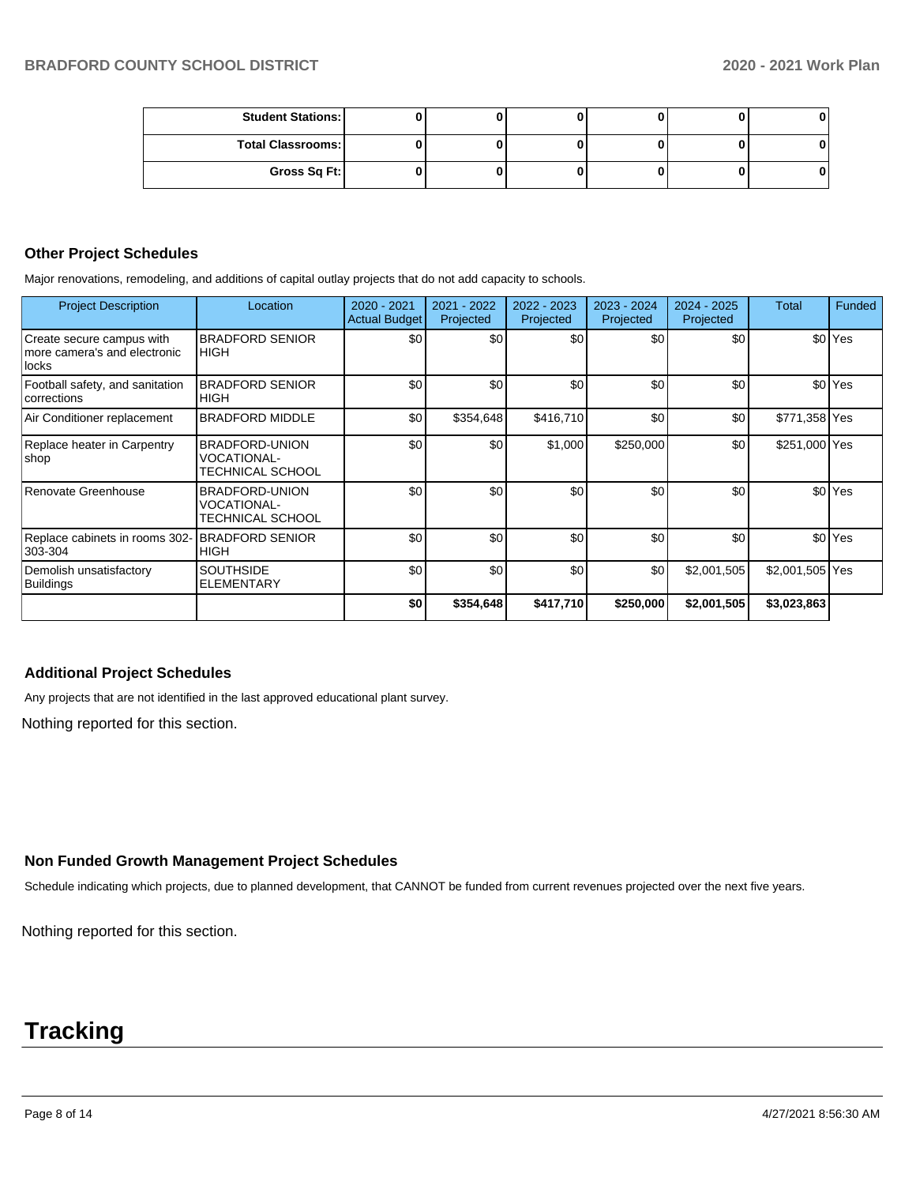| Student Stations: | 0 | 0 | 0 | 0 | 0 | 0 |
|---|---|---|---|---|---|---|
| Total Classrooms: | 0 | 0 | 0 | 0 | 0 | 0 |
| Gross Sq Ft: | 0 | 0 | 0 | 0 | 0 | 0 |

### Other Project Schedules

Major renovations, remodeling, and additions of capital outlay projects that do not add capacity to schools.

| Project Description | Location | 2020 - 2021 Actual Budget | 2021 - 2022 Projected | 2022 - 2023 Projected | 2023 - 2024 Projected | 2024 - 2025 Projected | Total | Funded |
|---|---|---|---|---|---|---|---|---|
| Create secure campus with more camera's and electronic locks | BRADFORD SENIOR HIGH | $0 | $0 | $0 | $0 | $0 | $0 | Yes |
| Football safety, and sanitation corrections | BRADFORD SENIOR HIGH | $0 | $0 | $0 | $0 | $0 | $0 | Yes |
| Air Conditioner replacement | BRADFORD MIDDLE | $0 | $354,648 | $416,710 | $0 | $0 | $771,358 | Yes |
| Replace heater in Carpentry shop | BRADFORD-UNION VOCATIONAL-TECHNICAL SCHOOL | $0 | $0 | $1,000 | $250,000 | $0 | $251,000 | Yes |
| Renovate Greenhouse | BRADFORD-UNION VOCATIONAL-TECHNICAL SCHOOL | $0 | $0 | $0 | $0 | $0 | $0 | Yes |
| Replace cabinets in rooms 302-303-304 | BRADFORD SENIOR HIGH | $0 | $0 | $0 | $0 | $0 | $0 | Yes |
| Demolish unsatisfactory Buildings | SOUTHSIDE ELEMENTARY | $0 | $0 | $0 | $0 | $2,001,505 | $2,001,505 | Yes |
| | | **$0** | **$354,648** | **$417,710** | **$250,000** | **$2,001,505** | **$3,023,863** | |

### Additional Project Schedules

Any projects that are not identified in the last approved educational plant survey.

Nothing reported for this section.

### Non Funded Growth Management Project Schedules

Schedule indicating which projects, due to planned development, that CANNOT be funded from current revenues projected over the next five years.

Nothing reported for this section.

# Tracking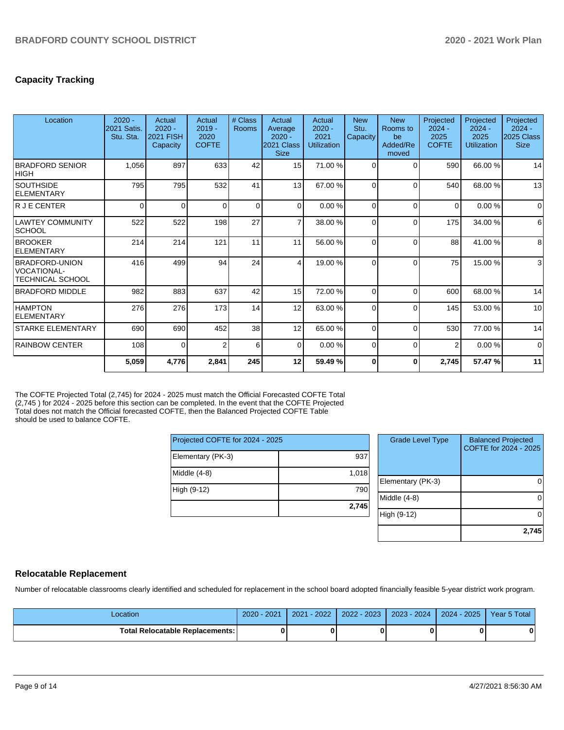## Capacity Tracking

| Location | 2020 - 2021 Satis. Stu. Sta. | Actual 2020 - 2021 FISH Capacity | Actual 2019 - 2020 COFTE | # Class Rooms | Actual Average 2020 - 2021 Class Size | Actual 2020 - 2021 Utilization | New Stu. Capacity | New Rooms to be Added/Removed | Projected 2024 - 2025 COFTE | Projected 2024 - 2025 Utilization | Projected 2024 - 2025 Class Size |
|---|---|---|---|---|---|---|---|---|---|---|---|
| BRADFORD SENIOR HIGH | 1,056 | 897 | 633 | 42 | 15 | 71.00 % | 0 | 0 | 590 | 66.00 % | 14 |
| SOUTHSIDE ELEMENTARY | 795 | 795 | 532 | 41 | 13 | 67.00 % | 0 | 0 | 540 | 68.00 % | 13 |
| R J E CENTER | 0 | 0 | 0 | 0 | 0 | 0.00 % | 0 | 0 | 0 | 0.00 % | 0 |
| LAWTEY COMMUNITY SCHOOL | 522 | 522 | 198 | 27 | 7 | 38.00 % | 0 | 0 | 175 | 34.00 % | 6 |
| BROOKER ELEMENTARY | 214 | 214 | 121 | 11 | 11 | 56.00 % | 0 | 0 | 88 | 41.00 % | 8 |
| BRADFORD-UNION VOCATIONAL-TECHNICAL SCHOOL | 416 | 499 | 94 | 24 | 4 | 19.00 % | 0 | 0 | 75 | 15.00 % | 3 |
| BRADFORD MIDDLE | 982 | 883 | 637 | 42 | 15 | 72.00 % | 0 | 0 | 600 | 68.00 % | 14 |
| HAMPTON ELEMENTARY | 276 | 276 | 173 | 14 | 12 | 63.00 % | 0 | 0 | 145 | 53.00 % | 10 |
| STARKE ELEMENTARY | 690 | 690 | 452 | 38 | 12 | 65.00 % | 0 | 0 | 530 | 77.00 % | 14 |
| RAINBOW CENTER | 108 | 0 | 2 | 6 | 0 | 0.00 % | 0 | 0 | 2 | 0.00 % | 0 |
| | **5,059** | **4,776** | **2,841** | **245** | **12** | **59.49 %** | **0** | **0** | **2,745** | **57.47 %** | **11** |

The COFTE Projected Total (2,745) for 2024 - 2025 must match the Official Forecasted COFTE Total (2,745 ) for 2024 - 2025 before this section can be completed. In the event that the COFTE Projected Total does not match the Official forecasted COFTE, then the Balanced Projected COFTE Table should be used to balance COFTE.

| Projected COFTE for 2024 - 2025 | |
|---|---|
| Elementary (PK-3) | 937 |
| Middle (4-8) | 1,018 |
| High (9-12) | 790 |
| | **2,745** |

| Grade Level Type | Balanced Projected COFTE for 2024 - 2025 |
|---|---|
| Elementary (PK-3) | 0 |
| Middle (4-8) | 0 |
| High (9-12) | 0 |
| | **2,745** |

## Relocatable Replacement

Number of relocatable classrooms clearly identified and scheduled for replacement in the school board adopted financially feasible 5-year district work program.

| Location | 2020 - 2021 | 2021 - 2022 | 2022 - 2023 | 2023 - 2024 | 2024 - 2025 | Year 5 Total |
|---|---|---|---|---|---|---|
| **Total Relocatable Replacements:** | **0** | **0** | **0** | **0** | **0** | **0** |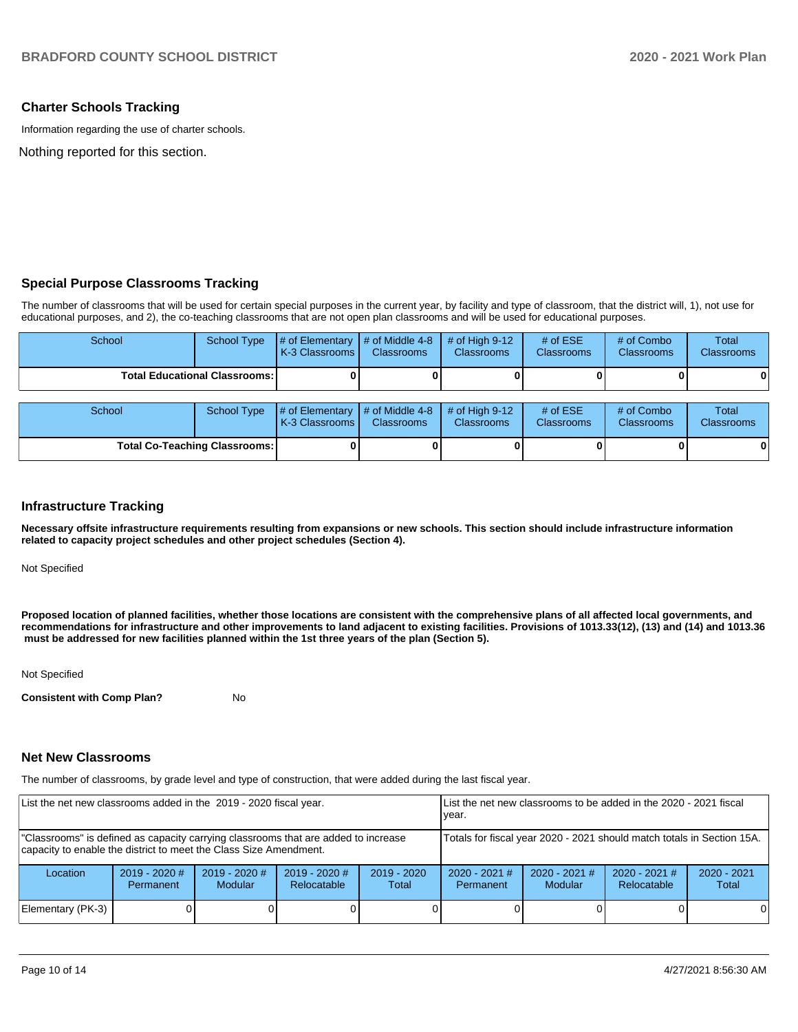## Charter Schools Tracking

Information regarding the use of charter schools.

Nothing reported for this section.

## Special Purpose Classrooms Tracking

The number of classrooms that will be used for certain special purposes in the current year, by facility and type of classroom, that the district will, 1), not use for educational purposes, and 2), the co-teaching classrooms that are not open plan classrooms and will be used for educational purposes.

| School | School Type | # of Elementary K-3 Classrooms | # of Middle 4-8 Classrooms | # of High 9-12 Classrooms | # of ESE Classrooms | # of Combo Classrooms | Total Classrooms |
|---|---|---|---|---|---|---|---|
| **Total Educational Classrooms:** | | **0** | **0** | **0** | **0** | **0** | **0** |

| School | School Type | # of Elementary K-3 Classrooms | # of Middle 4-8 Classrooms | # of High 9-12 Classrooms | # of ESE Classrooms | # of Combo Classrooms | Total Classrooms |
|---|---|---|---|---|---|---|---|
| **Total Co-Teaching Classrooms:** | | **0** | **0** | **0** | **0** | **0** | **0** |

## Infrastructure Tracking

**Necessary offsite infrastructure requirements resulting from expansions or new schools. This section should include infrastructure information related to capacity project schedules and other project schedules (Section 4).**

Not Specified

**Proposed location of planned facilities, whether those locations are consistent with the comprehensive plans of all affected local governments, and recommendations for infrastructure and other improvements to land adjacent to existing facilities. Provisions of 1013.33(12), (13) and (14) and 1013.36 must be addressed for new facilities planned within the 1st three years of the plan (Section 5).**

Not Specified

**Consistent with Comp Plan?** No

## Net New Classrooms

The number of classrooms, by grade level and type of construction, that were added during the last fiscal year.

| List the net new classrooms added in the 2019 - 2020 fiscal year. | | | | | List the net new classrooms to be added in the 2020 - 2021 fiscal year. | | | |
|---|---|---|---|---|---|---|---|---|
| "Classrooms" is defined as capacity carrying classrooms that are added to increase capacity to enable the district to meet the Class Size Amendment. | | | | | Totals for fiscal year 2020 - 2021 should match totals in Section 15A. | | | |
| Location | 2019 - 2020 # Permanent | 2019 - 2020 # Modular | 2019 - 2020 # Relocatable | 2019 - 2020 Total | 2020 - 2021 # Permanent | 2020 - 2021 # Modular | 2020 - 2021 # Relocatable | 2020 - 2021 Total |
| Elementary (PK-3) | 0 | 0 | 0 | 0 | 0 | 0 | 0 | 0 |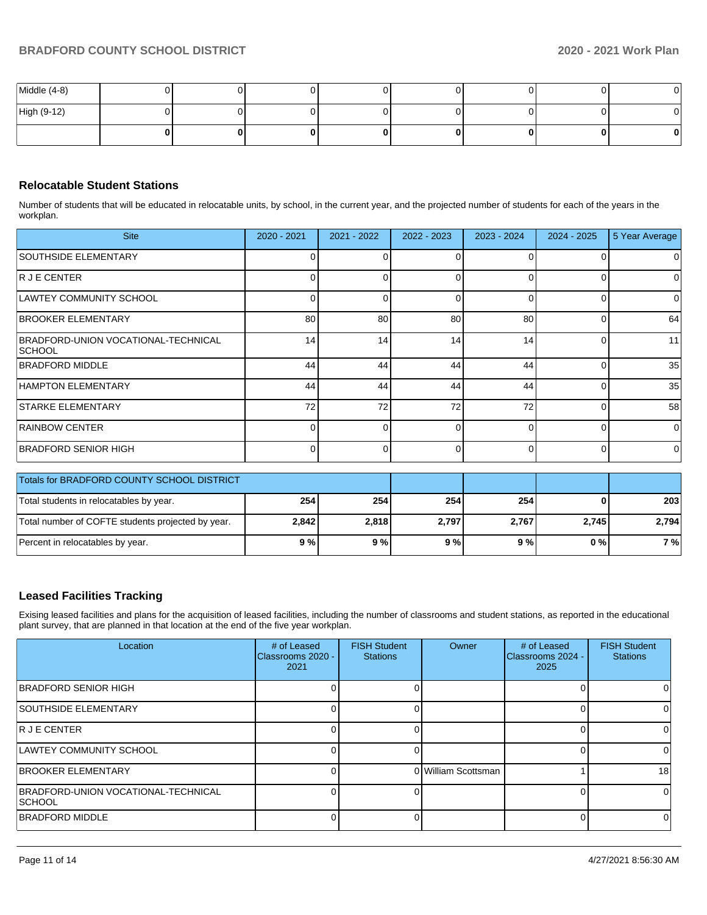| | | | | | | | | |
|---|---|---|---|---|---|---|---|---|
| Middle (4-8) | 0 | 0 | 0 | 0 | 0 | 0 | 0 | 0 |
| High (9-12) | 0 | 0 | 0 | 0 | 0 | 0 | 0 | 0 |
| | **0** | **0** | **0** | **0** | **0** | **0** | **0** | **0** |

## Relocatable Student Stations

Number of students that will be educated in relocatable units, by school, in the current year, and the projected number of students for each of the years in the workplan.

| Site | 2020 - 2021 | 2021 - 2022 | 2022 - 2023 | 2023 - 2024 | 2024 - 2025 | 5 Year Average |
|---|---|---|---|---|---|---|
| SOUTHSIDE ELEMENTARY | 0 | 0 | 0 | 0 | 0 | 0 |
| R J E CENTER | 0 | 0 | 0 | 0 | 0 | 0 |
| LAWTEY COMMUNITY SCHOOL | 0 | 0 | 0 | 0 | 0 | 0 |
| BROOKER ELEMENTARY | 80 | 80 | 80 | 80 | 0 | 64 |
| BRADFORD-UNION VOCATIONAL-TECHNICAL SCHOOL | 14 | 14 | 14 | 14 | 0 | 11 |
| BRADFORD MIDDLE | 44 | 44 | 44 | 44 | 0 | 35 |
| HAMPTON ELEMENTARY | 44 | 44 | 44 | 44 | 0 | 35 |
| STARKE ELEMENTARY | 72 | 72 | 72 | 72 | 0 | 58 |
| RAINBOW CENTER | 0 | 0 | 0 | 0 | 0 | 0 |
| BRADFORD SENIOR HIGH | 0 | 0 | 0 | 0 | 0 | 0 |

| Totals for BRADFORD COUNTY SCHOOL DISTRICT | | | | | | |
|---|---|---|---|---|---|---|
| Total students in relocatables by year. | **254** | **254** | **254** | **254** | **0** | **203** |
| Total number of COFTE students projected by year. | **2,842** | **2,818** | **2,797** | **2,767** | **2,745** | **2,794** |
| Percent in relocatables by year. | **9 %** | **9 %** | **9 %** | **9 %** | **0 %** | **7 %** |

## Leased Facilities Tracking

Exising leased facilities and plans for the acquisition of leased facilities, including the number of classrooms and student stations, as reported in the educational plant survey, that are planned in that location at the end of the five year workplan.

| Location | # of Leased Classrooms 2020 - 2021 | FISH Student Stations | Owner | # of Leased Classrooms 2024 - 2025 | FISH Student Stations |
|---|---|---|---|---|---|
| BRADFORD SENIOR HIGH | 0 | 0 | | 0 | 0 |
| SOUTHSIDE ELEMENTARY | 0 | 0 | | 0 | 0 |
| R J E CENTER | 0 | 0 | | 0 | 0 |
| LAWTEY COMMUNITY SCHOOL | 0 | 0 | | 0 | 0 |
| BROOKER ELEMENTARY | 0 | 0 | William Scottsman | 1 | 18 |
| BRADFORD-UNION VOCATIONAL-TECHNICAL SCHOOL | 0 | 0 | | 0 | 0 |
| BRADFORD MIDDLE | 0 | 0 | | 0 | 0 |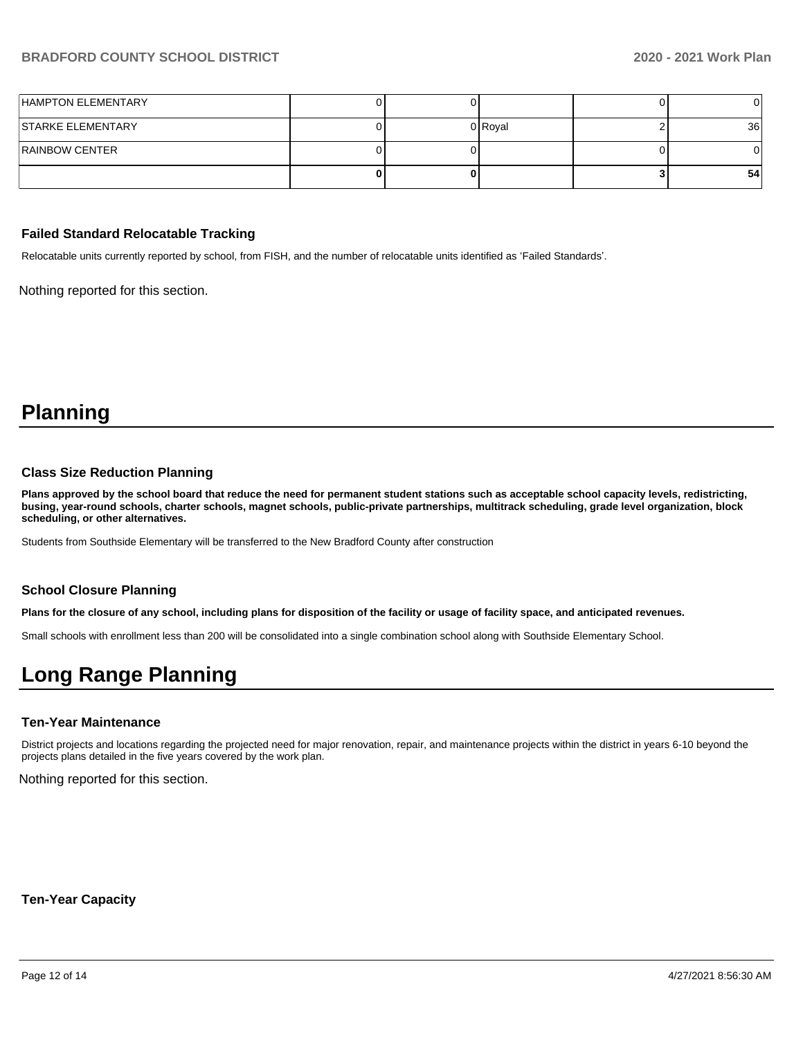| | | | | | |
|---|---|---|---|---|---|
| HAMPTON ELEMENTARY | 0 | 0 | | 0 | 0 |
| STARKE ELEMENTARY | 0 | 0 | Royal | 2 | 36 |
| RAINBOW CENTER | 0 | 0 | | 0 | 0 |
| | **0** | **0** | | **3** | **54** |

### Failed Standard Relocatable Tracking

Relocatable units currently reported by school, from FISH, and the number of relocatable units identified as 'Failed Standards'.

Nothing reported for this section.

# Planning

### Class Size Reduction Planning

**Plans approved by the school board that reduce the need for permanent student stations such as acceptable school capacity levels, redistricting, busing, year-round schools, charter schools, magnet schools, public-private partnerships, multitrack scheduling, grade level organization, block scheduling, or other alternatives.**

Students from Southside Elementary will be transferred to the New Bradford County after construction

### School Closure Planning

**Plans for the closure of any school, including plans for disposition of the facility or usage of facility space, and anticipated revenues.**

Small schools with enrollment less than 200 will be consolidated into a single combination school along with Southside Elementary School.

# Long Range Planning

### Ten-Year Maintenance

District projects and locations regarding the projected need for major renovation, repair, and maintenance projects within the district in years 6-10 beyond the projects plans detailed in the five years covered by the work plan.

Nothing reported for this section.

### Ten-Year Capacity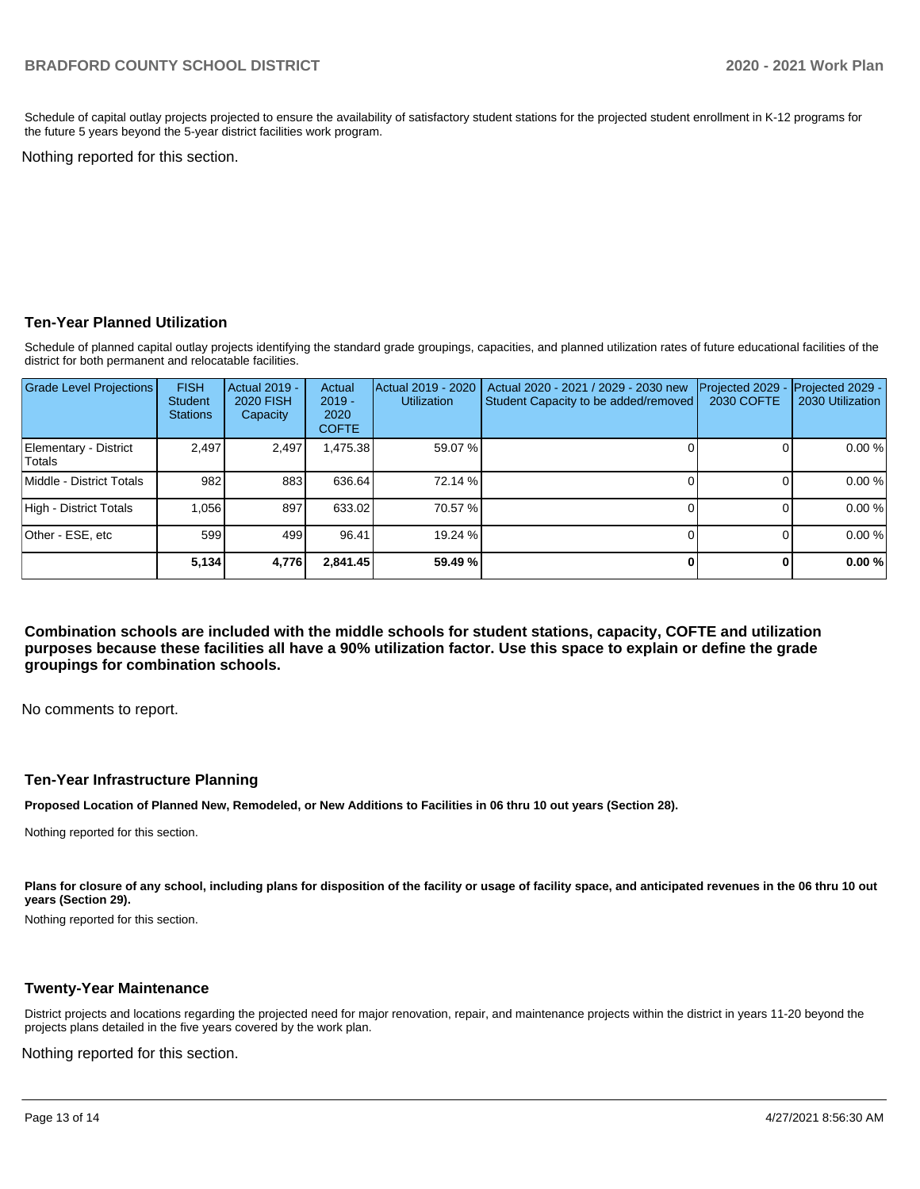Schedule of capital outlay projects projected to ensure the availability of satisfactory student stations for the projected student enrollment in K-12 programs for the future 5 years beyond the 5-year district facilities work program.

Nothing reported for this section.

## Ten-Year Planned Utilization

Schedule of planned capital outlay projects identifying the standard grade groupings, capacities, and planned utilization rates of future educational facilities of the district for both permanent and relocatable facilities.

| Grade Level Projections | FISH Student Stations | Actual 2019 - 2020 FISH Capacity | Actual 2019 - 2020 COFTE | Actual 2019 - 2020 Utilization | Actual 2020 - 2021 / 2029 - 2030 new Student Capacity to be added/removed | Projected 2029 - 2030 COFTE | Projected 2029 - 2030 Utilization |
|---|---|---|---|---|---|---|---|
| Elementary - District Totals | 2,497 | 2,497 | 1,475.38 | 59.07 % | 0 | 0 | 0.00 % |
| Middle - District Totals | 982 | 883 | 636.64 | 72.14 % | 0 | 0 | 0.00 % |
| High - District Totals | 1,056 | 897 | 633.02 | 70.57 % | 0 | 0 | 0.00 % |
| Other - ESE, etc | 599 | 499 | 96.41 | 19.24 % | 0 | 0 | 0.00 % |
| | **5,134** | **4,776** | **2,841.45** | **59.49 %** | **0** | **0** | **0.00 %** |

**Combination schools are included with the middle schools for student stations, capacity, COFTE and utilization purposes because these facilities all have a 90% utilization factor. Use this space to explain or define the grade groupings for combination schools.**

No comments to report.

## Ten-Year Infrastructure Planning

**Proposed Location of Planned New, Remodeled, or New Additions to Facilities in 06 thru 10 out years (Section 28).**

Nothing reported for this section.

**Plans for closure of any school, including plans for disposition of the facility or usage of facility space, and anticipated revenues in the 06 thru 10 out years (Section 29).**

Nothing reported for this section.

## Twenty-Year Maintenance

District projects and locations regarding the projected need for major renovation, repair, and maintenance projects within the district in years 11-20 beyond the projects plans detailed in the five years covered by the work plan.

Nothing reported for this section.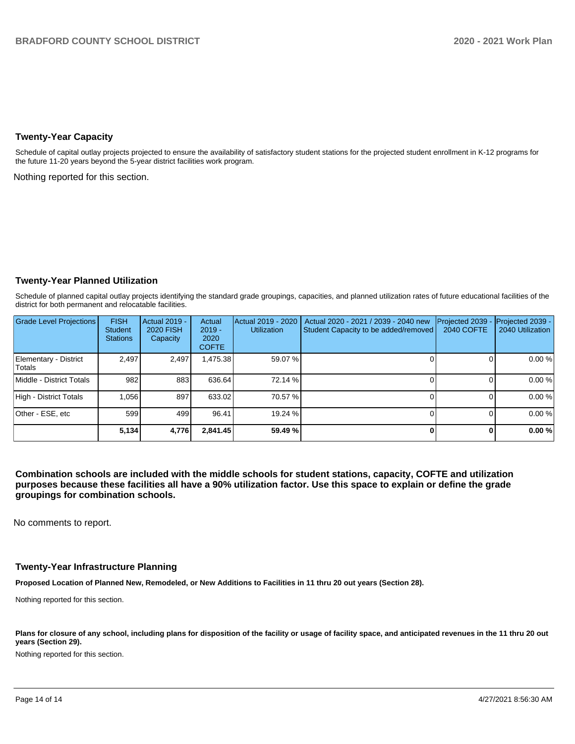### Twenty-Year Capacity

Schedule of capital outlay projects projected to ensure the availability of satisfactory student stations for the projected student enrollment in K-12 programs for the future 11-20 years beyond the 5-year district facilities work program.

Nothing reported for this section.

### Twenty-Year Planned Utilization

Schedule of planned capital outlay projects identifying the standard grade groupings, capacities, and planned utilization rates of future educational facilities of the district for both permanent and relocatable facilities.

| Grade Level Projections | FISH Student Stations | Actual 2019 - 2020 FISH Capacity | Actual 2019 - 2020 COFTE | Actual 2019 - 2020 Utilization | Actual 2020 - 2021 / 2039 - 2040 new Student Capacity to be added/removed | Projected 2039 - 2040 COFTE | Projected 2039 - 2040 Utilization |
|---|---|---|---|---|---|---|---|
| Elementary - District Totals | 2,497 | 2,497 | 1,475.38 | 59.07 % | 0 | 0 | 0.00 % |
| Middle - District Totals | 982 | 883 | 636.64 | 72.14 % | 0 | 0 | 0.00 % |
| High - District Totals | 1,056 | 897 | 633.02 | 70.57 % | 0 | 0 | 0.00 % |
| Other - ESE, etc | 599 | 499 | 96.41 | 19.24 % | 0 | 0 | 0.00 % |
| | **5,134** | **4,776** | **2,841.45** | **59.49 %** | **0** | **0** | **0.00 %** |

**Combination schools are included with the middle schools for student stations, capacity, COFTE and utilization purposes because these facilities all have a 90% utilization factor. Use this space to explain or define the grade groupings for combination schools.**

No comments to report.

### Twenty-Year Infrastructure Planning

**Proposed Location of Planned New, Remodeled, or New Additions to Facilities in 11 thru 20 out years (Section 28).**

Nothing reported for this section.

**Plans for closure of any school, including plans for disposition of the facility or usage of facility space, and anticipated revenues in the 11 thru 20 out years (Section 29).**

Nothing reported for this section.